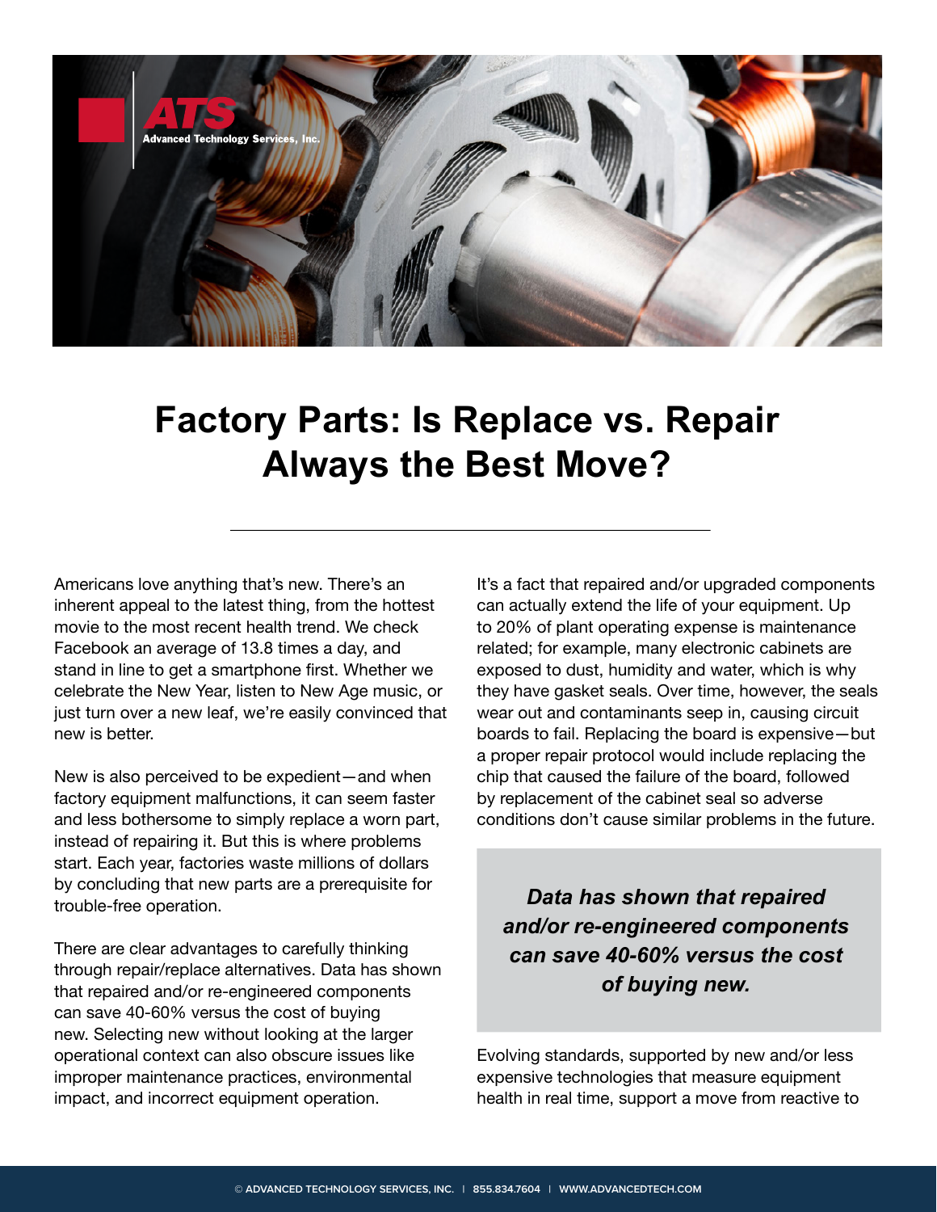# Factory Parts: Is Replace vs. Repair Always the Best Move?

Americans love anything that's new. There's an inherent appeal to the latest thing, from the hottest movie to the most recent health trend. We check Facebook an average of 13.8 times a day, and stand in line to get a smartphone first. Whether we celebrate the New Year, listen to New Age music, or just turn over a new leaf, we're easily convinced that new is better.

New is also perceived to be expedient—and when factory equipment malfunctions, it can seem faster and less bothersome to simply replace a worn part, instead of repairing it. But this is where problems start. Each year, factories waste millions of dollars by concluding that new parts are a prerequisite for trouble-free operation.

There are clear advantages to carefully thinking through repair/replace alternatives. Data has shown that repaired and/or re-engineered components can save 40-60% versus the cost of buying new. Selecting new without looking at the larger operational context can also obscure issues like improper maintenance practices, environmental impact, and incorrect equipment operation.

It's a fact that repaired and/or upgraded components can actually extend the life of your equipment. Up to 20% of plant operating expense is maintenance related; for example, many electronic cabinets are exposed to dust, humidity and water, which is why they have gasket seals. Over time, however, the seals wear out and contaminants seep in, causing circuit boards to fail. Replacing the board is expensive—but a proper repair protocol would include replacing the chip that caused the failure of the board, followed by replacement of the cabinet seal so adverse conditions don't cause similar problems in the future.

> ***Data has shown that repaired and/or re-engineered components can save 40-60% versus the cost of buying new.***

Evolving standards, supported by new and/or less expensive technologies that measure equipment health in real time, support a move from reactive to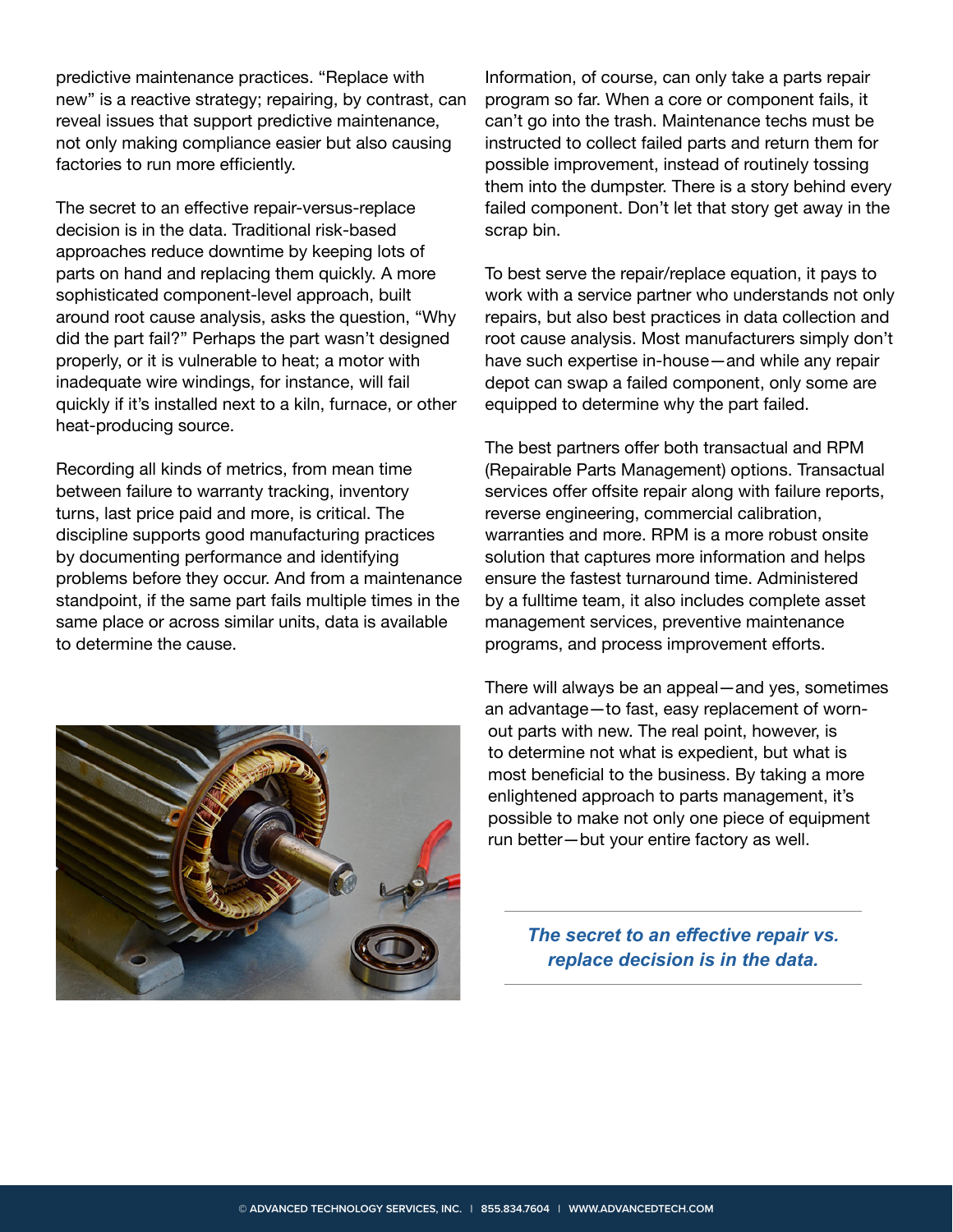predictive maintenance practices. "Replace with new" is a reactive strategy; repairing, by contrast, can reveal issues that support predictive maintenance, not only making compliance easier but also causing factories to run more efficiently.

The secret to an effective repair-versus-replace decision is in the data. Traditional risk-based approaches reduce downtime by keeping lots of parts on hand and replacing them quickly. A more sophisticated component-level approach, built around root cause analysis, asks the question, "Why did the part fail?" Perhaps the part wasn't designed properly, or it is vulnerable to heat; a motor with inadequate wire windings, for instance, will fail quickly if it's installed next to a kiln, furnace, or other heat-producing source.

Recording all kinds of metrics, from mean time between failure to warranty tracking, inventory turns, last price paid and more, is critical. The discipline supports good manufacturing practices by documenting performance and identifying problems before they occur. And from a maintenance standpoint, if the same part fails multiple times in the same place or across similar units, data is available to determine the cause.

Information, of course, can only take a parts repair program so far. When a core or component fails, it can't go into the trash. Maintenance techs must be instructed to collect failed parts and return them for possible improvement, instead of routinely tossing them into the dumpster. There is a story behind every failed component. Don't let that story get away in the scrap bin.

To best serve the repair/replace equation, it pays to work with a service partner who understands not only repairs, but also best practices in data collection and root cause analysis. Most manufacturers simply don't have such expertise in-house—and while any repair depot can swap a failed component, only some are equipped to determine why the part failed.

The best partners offer both transactual and RPM (Repairable Parts Management) options. Transactual services offer offsite repair along with failure reports, reverse engineering, commercial calibration, warranties and more. RPM is a more robust onsite solution that captures more information and helps ensure the fastest turnaround time. Administered by a fulltime team, it also includes complete asset management services, preventive maintenance programs, and process improvement efforts.

There will always be an appeal—and yes, sometimes an advantage—to fast, easy replacement of worn-out parts with new. The real point, however, is to determine not what is expedient, but what is most beneficial to the business. By taking a more enlightened approach to parts management, it's possible to make not only one piece of equipment run better—but your entire factory as well.

> ***The secret to an effective repair vs. replace decision is in the data.***

© ADVANCED TECHNOLOGY SERVICES, INC. | 855.834.7604 | WWW.ADVANCEDTECH.COM